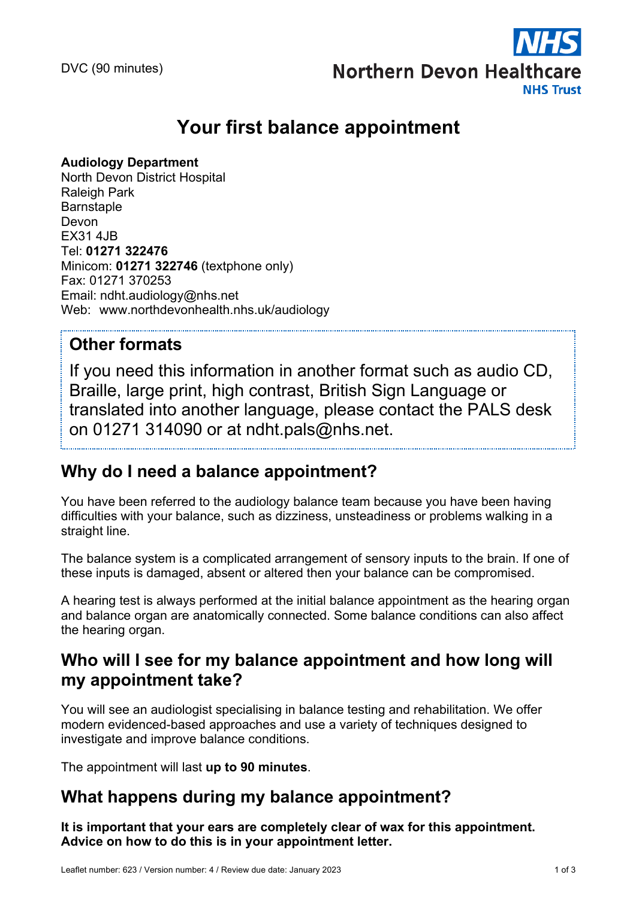DVC (90 minutes)

Northern Devon Healthcare NHS Trust

# Your first balance appointment

**Audiology Department**
North Devon District Hospital
Raleigh Park
Barnstaple
Devon
EX31 4JB
Tel: **01271 322476**
Minicom: **01271 322746** (textphone only)
Fax: 01271 370253
Email: ndht.audiology@nhs.net
Web: www.northdevonhealth.nhs.uk/audiology

## Other formats

If you need this information in another format such as audio CD, Braille, large print, high contrast, British Sign Language or translated into another language, please contact the PALS desk on 01271 314090 or at ndht.pals@nhs.net.

## Why do I need a balance appointment?

You have been referred to the audiology balance team because you have been having difficulties with your balance, such as dizziness, unsteadiness or problems walking in a straight line.

The balance system is a complicated arrangement of sensory inputs to the brain. If one of these inputs is damaged, absent or altered then your balance can be compromised.

A hearing test is always performed at the initial balance appointment as the hearing organ and balance organ are anatomically connected. Some balance conditions can also affect the hearing organ.

## Who will I see for my balance appointment and how long will my appointment take?

You will see an audiologist specialising in balance testing and rehabilitation. We offer modern evidenced-based approaches and use a variety of techniques designed to investigate and improve balance conditions.

The appointment will last **up to 90 minutes**.

## What happens during my balance appointment?

**It is important that your ears are completely clear of wax for this appointment. Advice on how to do this is in your appointment letter.**

Leaflet number: 623 / Version number: 4 / Review due date: January 2023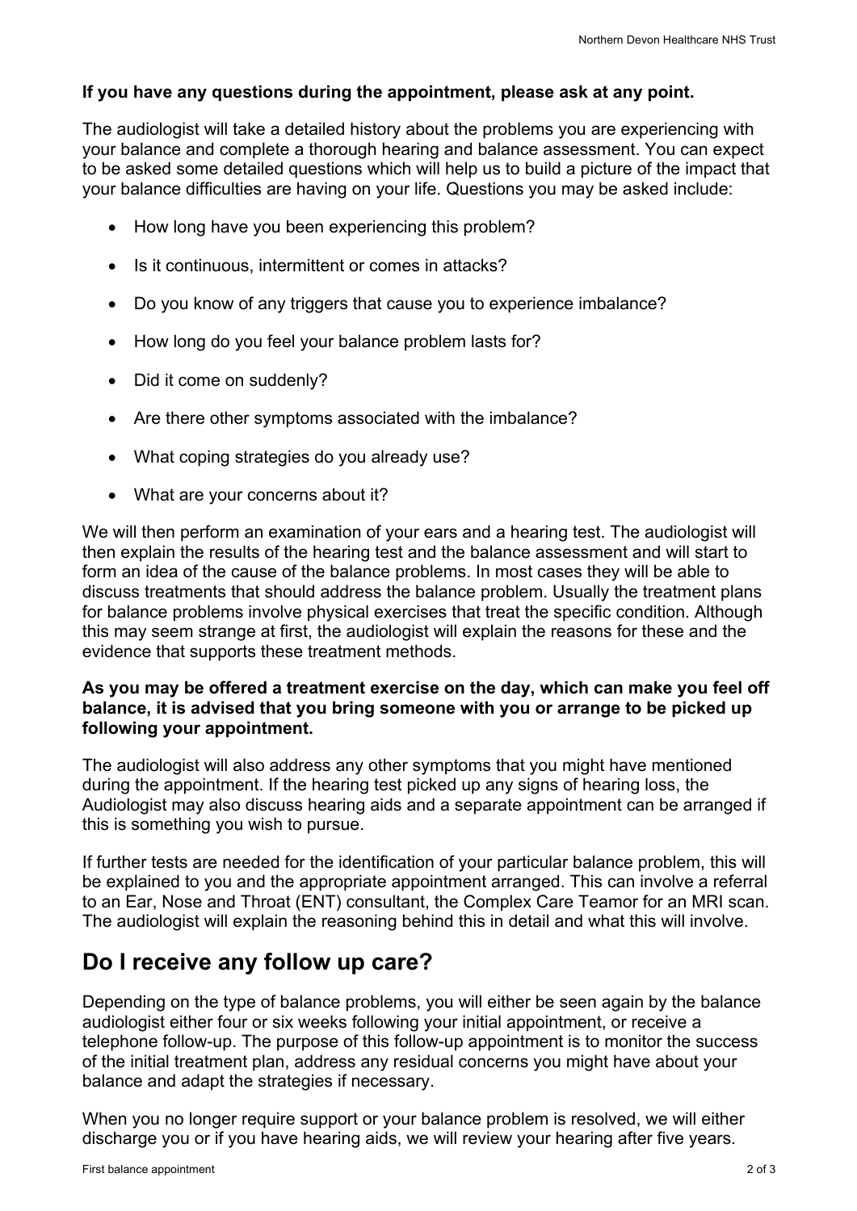**If you have any questions during the appointment, please ask at any point.**

The audiologist will take a detailed history about the problems you are experiencing with your balance and complete a thorough hearing and balance assessment. You can expect to be asked some detailed questions which will help us to build a picture of the impact that your balance difficulties are having on your life. Questions you may be asked include:

- How long have you been experiencing this problem?
- Is it continuous, intermittent or comes in attacks?
- Do you know of any triggers that cause you to experience imbalance?
- How long do you feel your balance problem lasts for?
- Did it come on suddenly?
- Are there other symptoms associated with the imbalance?
- What coping strategies do you already use?
- What are your concerns about it?

We will then perform an examination of your ears and a hearing test. The audiologist will then explain the results of the hearing test and the balance assessment and will start to form an idea of the cause of the balance problems. In most cases they will be able to discuss treatments that should address the balance problem. Usually the treatment plans for balance problems involve physical exercises that treat the specific condition. Although this may seem strange at first, the audiologist will explain the reasons for these and the evidence that supports these treatment methods.

**As you may be offered a treatment exercise on the day, which can make you feel off balance, it is advised that you bring someone with you or arrange to be picked up following your appointment.**

The audiologist will also address any other symptoms that you might have mentioned during the appointment. If the hearing test picked up any signs of hearing loss, the Audiologist may also discuss hearing aids and a separate appointment can be arranged if this is something you wish to pursue.

If further tests are needed for the identification of your particular balance problem, this will be explained to you and the appropriate appointment arranged. This can involve a referral to an Ear, Nose and Throat (ENT) consultant, the Complex Care Teamor for an MRI scan. The audiologist will explain the reasoning behind this in detail and what this will involve.

## Do I receive any follow up care?

Depending on the type of balance problems, you will either be seen again by the balance audiologist either four or six weeks following your initial appointment, or receive a telephone follow-up. The purpose of this follow-up appointment is to monitor the success of the initial treatment plan, address any residual concerns you might have about your balance and adapt the strategies if necessary.

When you no longer require support or your balance problem is resolved, we will either discharge you or if you have hearing aids, we will review your hearing after five years.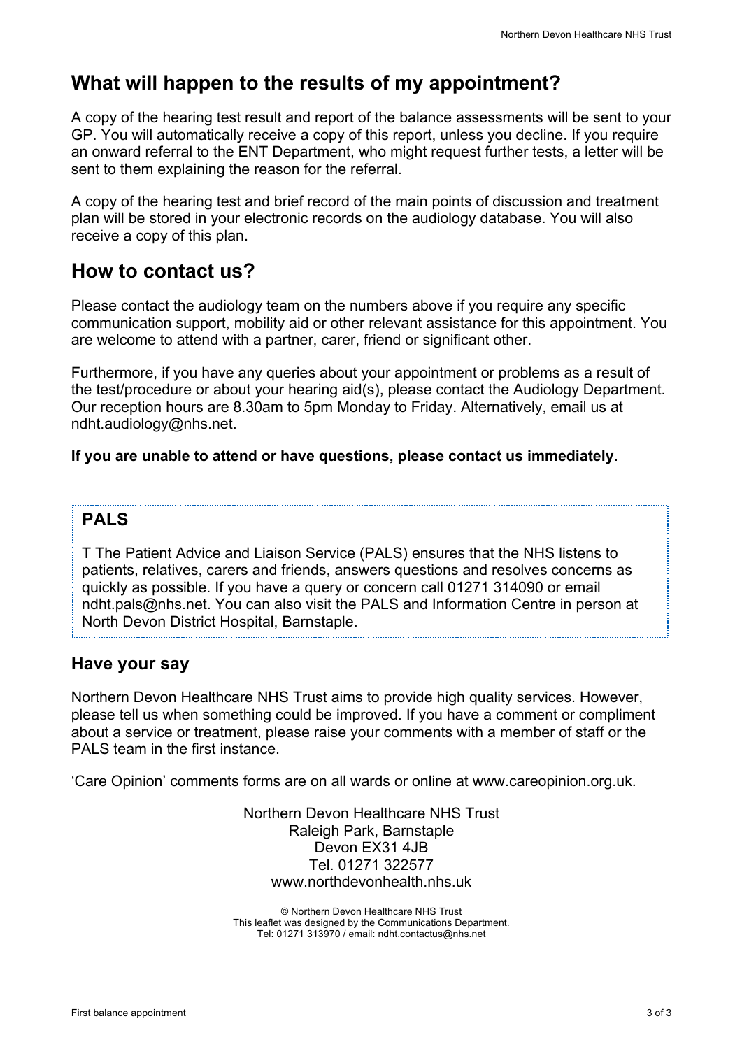## What will happen to the results of my appointment?

A copy of the hearing test result and report of the balance assessments will be sent to your GP. You will automatically receive a copy of this report, unless you decline. If you require an onward referral to the ENT Department, who might request further tests, a letter will be sent to them explaining the reason for the referral.

A copy of the hearing test and brief record of the main points of discussion and treatment plan will be stored in your electronic records on the audiology database. You will also receive a copy of this plan.

## How to contact us?

Please contact the audiology team on the numbers above if you require any specific communication support, mobility aid or other relevant assistance for this appointment. You are welcome to attend with a partner, carer, friend or significant other.

Furthermore, if you have any queries about your appointment or problems as a result of the test/procedure or about your hearing aid(s), please contact the Audiology Department. Our reception hours are 8.30am to 5pm Monday to Friday. Alternatively, email us at ndht.audiology@nhs.net.

**If you are unable to attend or have questions, please contact us immediately.**

### PALS

T The Patient Advice and Liaison Service (PALS) ensures that the NHS listens to patients, relatives, carers and friends, answers questions and resolves concerns as quickly as possible. If you have a query or concern call 01271 314090 or email ndht.pals@nhs.net. You can also visit the PALS and Information Centre in person at North Devon District Hospital, Barnstaple.

### Have your say

Northern Devon Healthcare NHS Trust aims to provide high quality services. However, please tell us when something could be improved. If you have a comment or compliment about a service or treatment, please raise your comments with a member of staff or the PALS team in the first instance.

'Care Opinion' comments forms are on all wards or online at www.careopinion.org.uk.

Northern Devon Healthcare NHS Trust
Raleigh Park, Barnstaple
Devon EX31 4JB
Tel. 01271 322577
www.northdevonhealth.nhs.uk

© Northern Devon Healthcare NHS Trust
This leaflet was designed by the Communications Department.
Tel: 01271 313970 / email: ndht.contactus@nhs.net